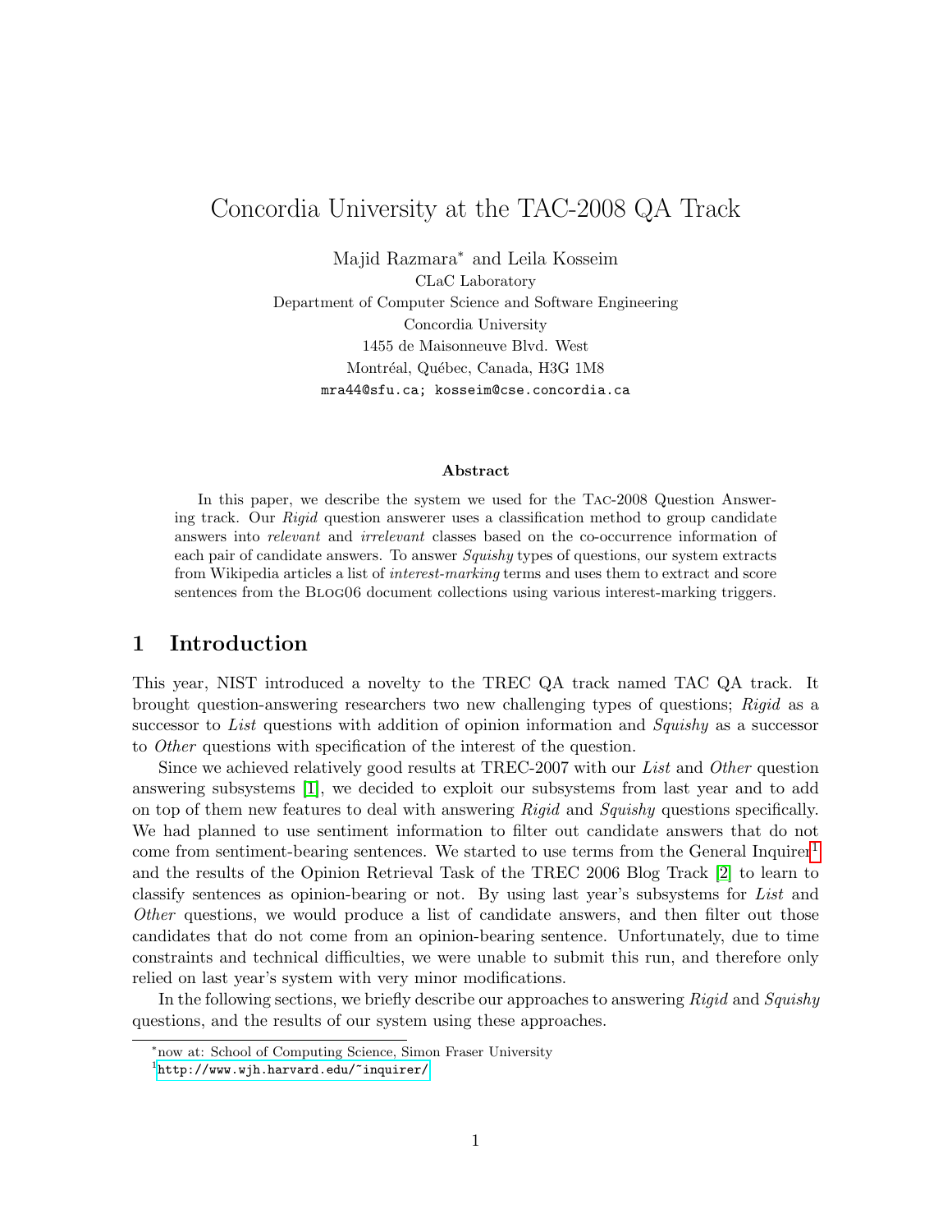# Concordia University at the TAC-2008 QA Track

Majid Razmara* and Leila Kosseim

CLaC Laboratory
Department of Computer Science and Software Engineering
Concordia University
1455 de Maisonneuve Blvd. West
Montréal, Québec, Canada, H3G 1M8
mra44@sfu.ca; kosseim@cse.concordia.ca

### Abstract

In this paper, we describe the system we used for the TAC-2008 Question Answering track. Our *Rigid* question answerer uses a classification method to group candidate answers into *relevant* and *irrelevant* classes based on the co-occurrence information of each pair of candidate answers. To answer *Squishy* types of questions, our system extracts from Wikipedia articles a list of *interest-marking* terms and uses them to extract and score sentences from the BLOG06 document collections using various interest-marking triggers.

## 1 Introduction

This year, NIST introduced a novelty to the TREC QA track named TAC QA track. It brought question-answering researchers two new challenging types of questions; *Rigid* as a successor to *List* questions with addition of opinion information and *Squishy* as a successor to *Other* questions with specification of the interest of the question.

Since we achieved relatively good results at TREC-2007 with our *List* and *Other* question answering subsystems [1], we decided to exploit our subsystems from last year and to add on top of them new features to deal with answering *Rigid* and *Squishy* questions specifically. We had planned to use sentiment information to filter out candidate answers that do not come from sentiment-bearing sentences. We started to use terms from the General Inquirer[1] and the results of the Opinion Retrieval Task of the TREC 2006 Blog Track [2] to learn to classify sentences as opinion-bearing or not. By using last year's subsystems for *List* and *Other* questions, we would produce a list of candidate answers, and then filter out those candidates that do not come from an opinion-bearing sentence. Unfortunately, due to time constraints and technical difficulties, we were unable to submit this run, and therefore only relied on last year's system with very minor modifications.

In the following sections, we briefly describe our approaches to answering *Rigid* and *Squishy* questions, and the results of our system using these approaches.

*now at: School of Computing Science, Simon Fraser University

[1] http://www.wjh.harvard.edu/~inquirer/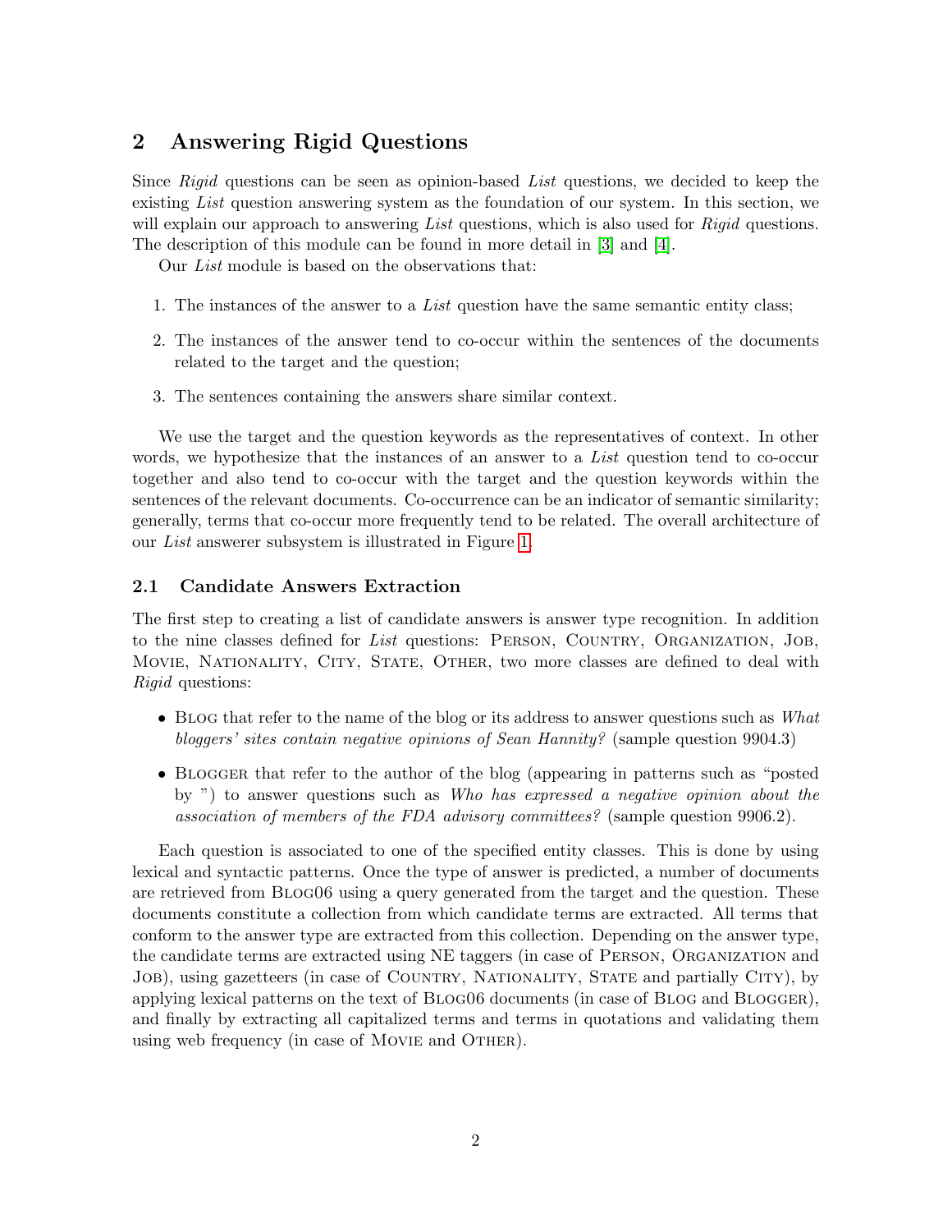## 2 Answering Rigid Questions

Since *Rigid* questions can be seen as opinion-based *List* questions, we decided to keep the existing *List* question answering system as the foundation of our system. In this section, we will explain our approach to answering *List* questions, which is also used for *Rigid* questions. The description of this module can be found in more detail in [3] and [4].

Our *List* module is based on the observations that:

1. The instances of the answer to a *List* question have the same semantic entity class;
2. The instances of the answer tend to co-occur within the sentences of the documents related to the target and the question;
3. The sentences containing the answers share similar context.

We use the target and the question keywords as the representatives of context. In other words, we hypothesize that the instances of an answer to a *List* question tend to co-occur together and also tend to co-occur with the target and the question keywords within the sentences of the relevant documents. Co-occurrence can be an indicator of semantic similarity; generally, terms that co-occur more frequently tend to be related. The overall architecture of our *List* answerer subsystem is illustrated in Figure 1.

### 2.1 Candidate Answers Extraction

The first step to creating a list of candidate answers is answer type recognition. In addition to the nine classes defined for *List* questions: Person, Country, Organization, Job, Movie, Nationality, City, State, Other, two more classes are defined to deal with *Rigid* questions:

- Blog that refer to the name of the blog or its address to answer questions such as *What bloggers' sites contain negative opinions of Sean Hannity?* (sample question 9904.3)
- Blogger that refer to the author of the blog (appearing in patterns such as "posted by ") to answer questions such as *Who has expressed a negative opinion about the association of members of the FDA advisory committees?* (sample question 9906.2).

Each question is associated to one of the specified entity classes. This is done by using lexical and syntactic patterns. Once the type of answer is predicted, a number of documents are retrieved from Blog06 using a query generated from the target and the question. These documents constitute a collection from which candidate terms are extracted. All terms that conform to the answer type are extracted from this collection. Depending on the answer type, the candidate terms are extracted using NE taggers (in case of Person, Organization and Job), using gazetteers (in case of Country, Nationality, State and partially City), by applying lexical patterns on the text of Blog06 documents (in case of Blog and Blogger), and finally by extracting all capitalized terms and terms in quotations and validating them using web frequency (in case of Movie and Other).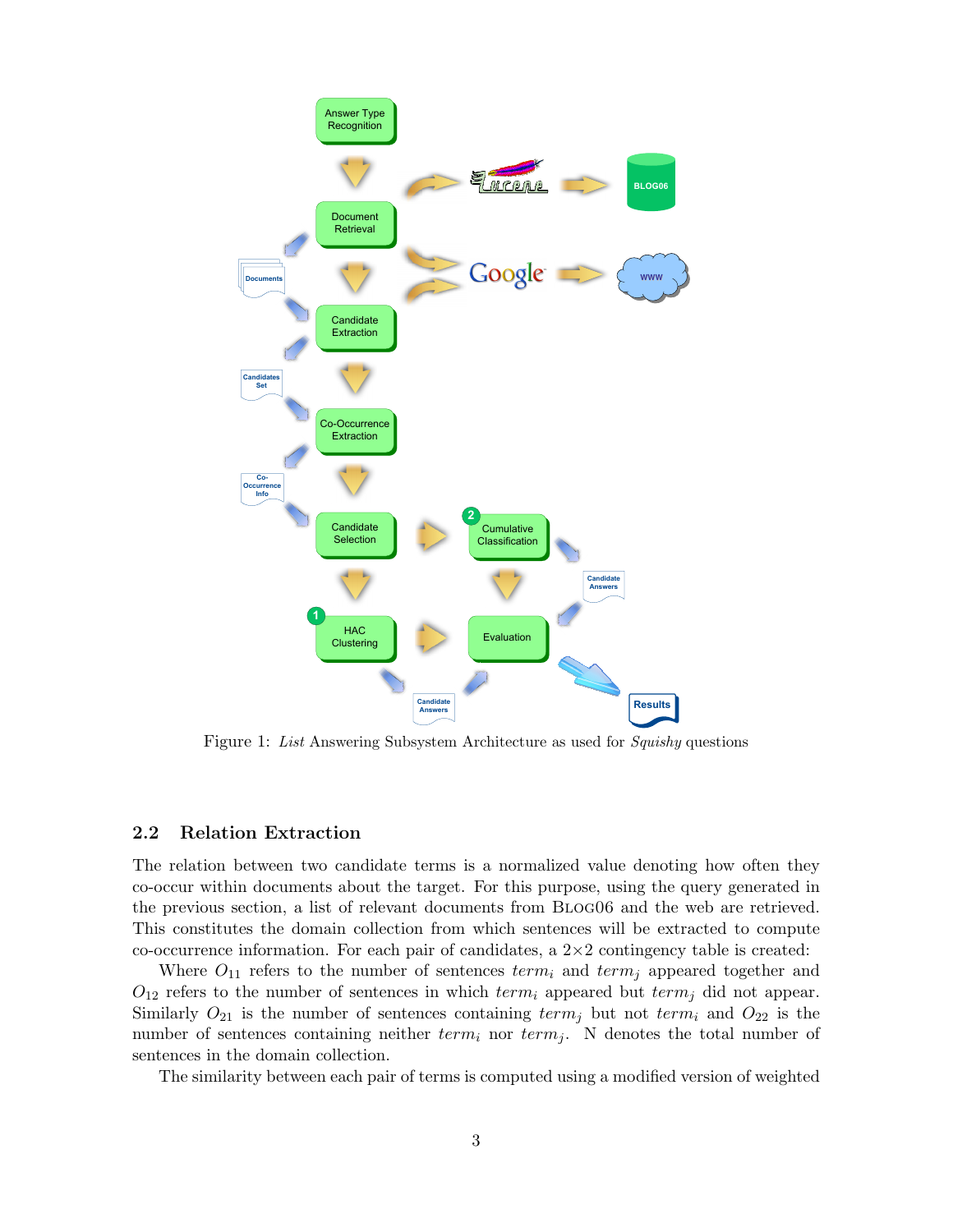Figure 1: *List* Answering Subsystem Architecture as used for *Squishy* questions

## 2.2 Relation Extraction

The relation between two candidate terms is a normalized value denoting how often they co-occur within documents about the target. For this purpose, using the query generated in the previous section, a list of relevant documents from BLOG06 and the web are retrieved. This constitutes the domain collection from which sentences will be extracted to compute co-occurrence information. For each pair of candidates, a 2×2 contingency table is created:

Where $O_{11}$ refers to the number of sentences $term_i$ and $term_j$ appeared together and $O_{12}$ refers to the number of sentences in which $term_i$ appeared but $term_j$ did not appear. Similarly $O_{21}$ is the number of sentences containing $term_j$ but not $term_i$ and $O_{22}$ is the number of sentences containing neither $term_i$ nor $term_j$. N denotes the total number of sentences in the domain collection.

The similarity between each pair of terms is computed using a modified version of weighted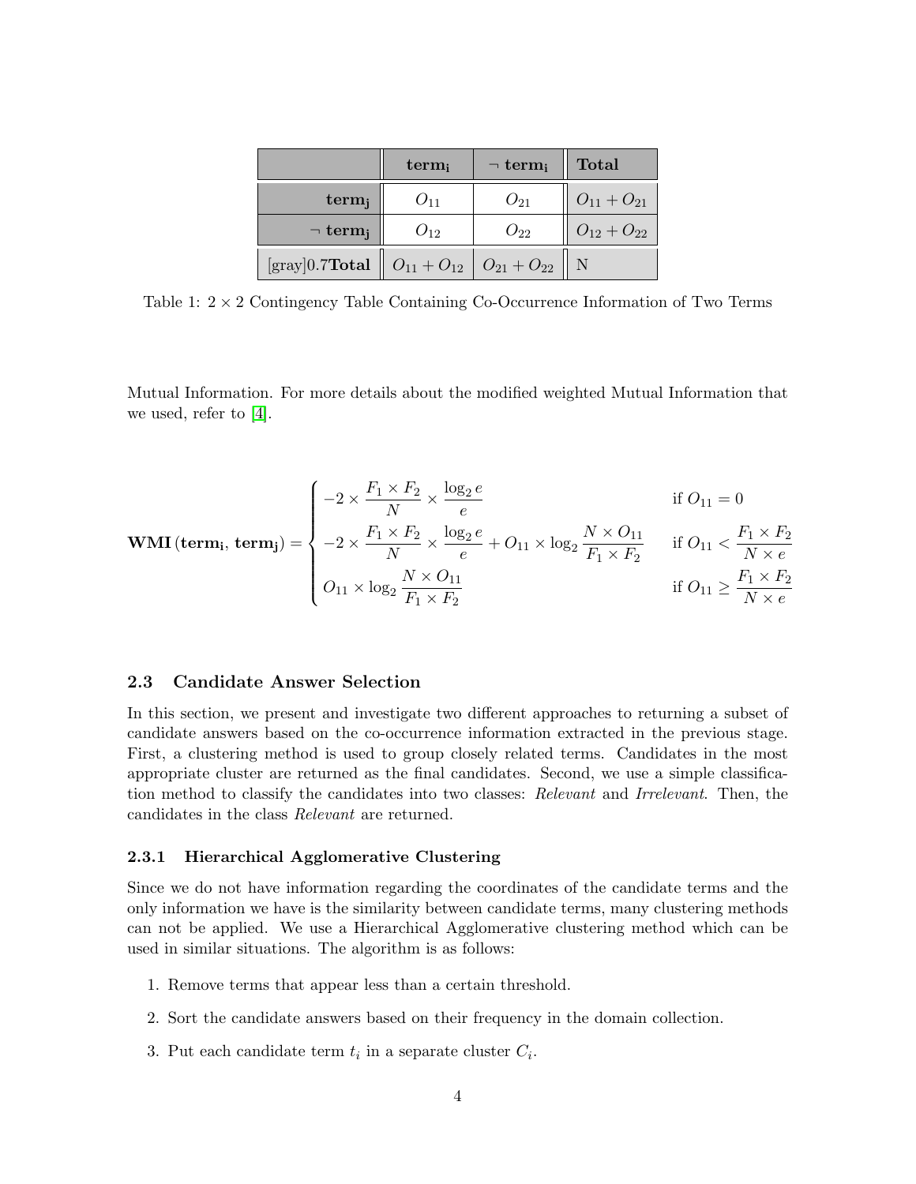| | $\mathbf{term_i}$ | $\neg$ $\mathbf{term_i}$ | **Total** |
|---|---|---|---|
| $\mathbf{term_j}$ | $O_{11}$ | $O_{21}$ | $O_{11} + O_{21}$ |
| $\neg$ $\mathbf{term_j}$ | $O_{12}$ | $O_{22}$ | $O_{12} + O_{22}$ |
| [gray]0.7**Total** | $O_{11} + O_{12}$ | $O_{21} + O_{22}$ | N |

Table 1: $2 \times 2$ Contingency Table Containing Co-Occurrence Information of Two Terms

Mutual Information. For more details about the modified weighted Mutual Information that we used, refer to [4].

$$
\mathbf{WMI}\left(\mathbf{term_i}, \mathbf{term_j}\right) = \begin{cases} -2 \times \dfrac{F_1 \times F_2}{N} \times \dfrac{\log_2 e}{e} & \text{if } O_{11} = 0 \\ -2 \times \dfrac{F_1 \times F_2}{N} \times \dfrac{\log_2 e}{e} + O_{11} \times \log_2 \dfrac{N \times O_{11}}{F_1 \times F_2} & \text{if } O_{11} < \dfrac{F_1 \times F_2}{N \times e} \\ O_{11} \times \log_2 \dfrac{N \times O_{11}}{F_1 \times F_2} & \text{if } O_{11} \geq \dfrac{F_1 \times F_2}{N \times e} \end{cases}
$$

### 2.3 Candidate Answer Selection

In this section, we present and investigate two different approaches to returning a subset of candidate answers based on the co-occurrence information extracted in the previous stage. First, a clustering method is used to group closely related terms. Candidates in the most appropriate cluster are returned as the final candidates. Second, we use a simple classification method to classify the candidates into two classes: *Relevant* and *Irrelevant*. Then, the candidates in the class *Relevant* are returned.

#### 2.3.1 Hierarchical Agglomerative Clustering

Since we do not have information regarding the coordinates of the candidate terms and the only information we have is the similarity between candidate terms, many clustering methods can not be applied. We use a Hierarchical Agglomerative clustering method which can be used in similar situations. The algorithm is as follows:

1. Remove terms that appear less than a certain threshold.
2. Sort the candidate answers based on their frequency in the domain collection.
3. Put each candidate term $t_i$ in a separate cluster $C_i$.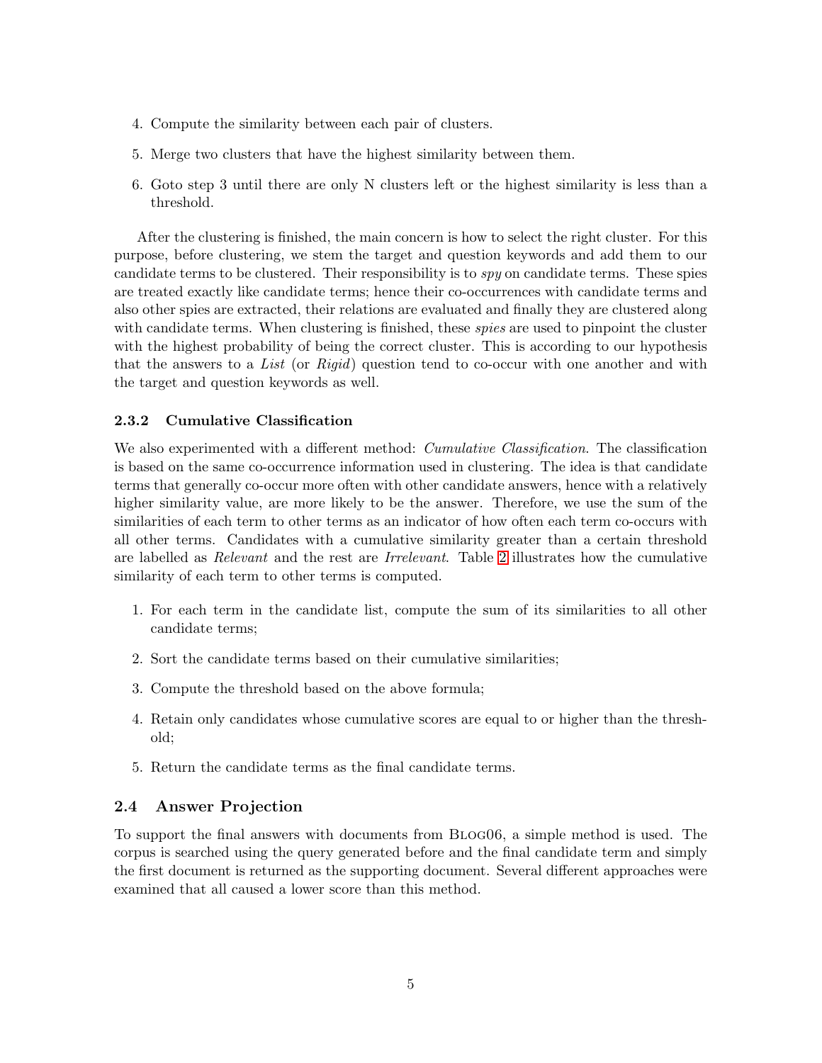4. Compute the similarity between each pair of clusters.

5. Merge two clusters that have the highest similarity between them.

6. Goto step 3 until there are only N clusters left or the highest similarity is less than a threshold.

After the clustering is finished, the main concern is how to select the right cluster. For this purpose, before clustering, we stem the target and question keywords and add them to our candidate terms to be clustered. Their responsibility is to *spy* on candidate terms. These spies are treated exactly like candidate terms; hence their co-occurrences with candidate terms and also other spies are extracted, their relations are evaluated and finally they are clustered along with candidate terms. When clustering is finished, these *spies* are used to pinpoint the cluster with the highest probability of being the correct cluster. This is according to our hypothesis that the answers to a *List* (or *Rigid*) question tend to co-occur with one another and with the target and question keywords as well.

#### 2.3.2 Cumulative Classification

We also experimented with a different method: *Cumulative Classification*. The classification is based on the same co-occurrence information used in clustering. The idea is that candidate terms that generally co-occur more often with other candidate answers, hence with a relatively higher similarity value, are more likely to be the answer. Therefore, we use the sum of the similarities of each term to other terms as an indicator of how often each term co-occurs with all other terms. Candidates with a cumulative similarity greater than a certain threshold are labelled as *Relevant* and the rest are *Irrelevant*. Table 2 illustrates how the cumulative similarity of each term to other terms is computed.

1. For each term in the candidate list, compute the sum of its similarities to all other candidate terms;

2. Sort the candidate terms based on their cumulative similarities;

3. Compute the threshold based on the above formula;

4. Retain only candidates whose cumulative scores are equal to or higher than the threshold;

5. Return the candidate terms as the final candidate terms.

### 2.4 Answer Projection

To support the final answers with documents from BLOG06, a simple method is used. The corpus is searched using the query generated before and the final candidate term and simply the first document is returned as the supporting document. Several different approaches were examined that all caused a lower score than this method.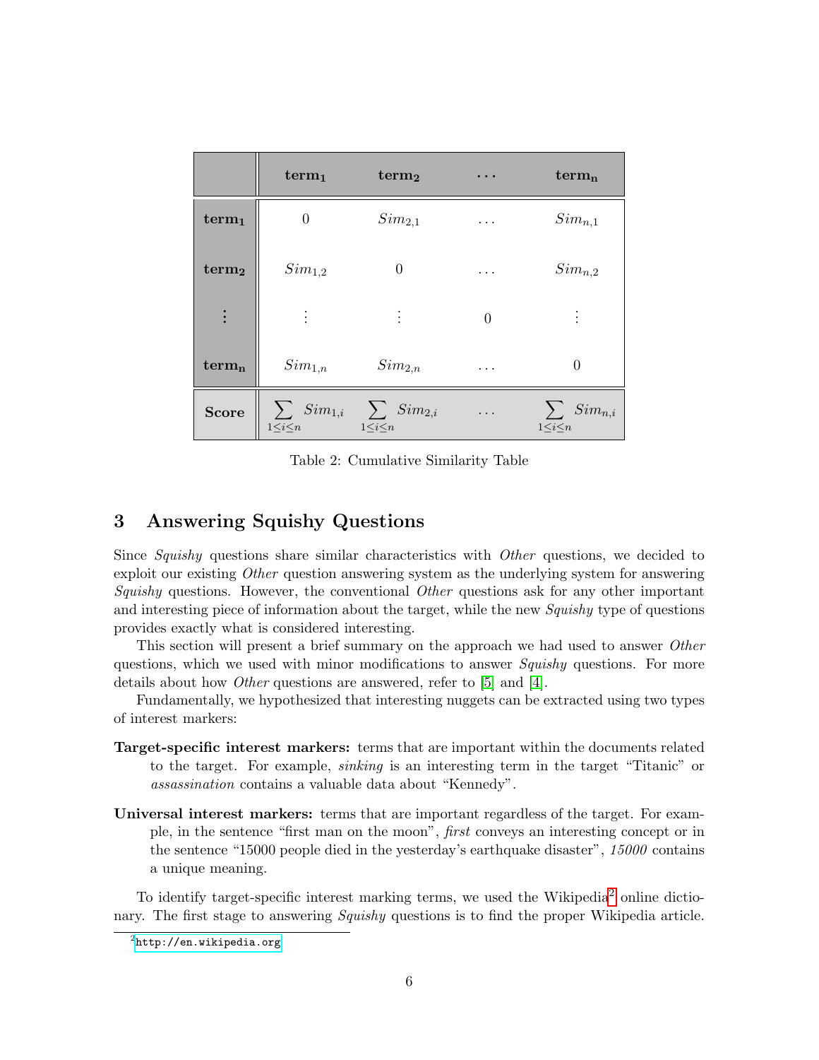| | $\mathbf{term_1}$ | $\mathbf{term_2}$ | $\cdots$ | $\mathbf{term_n}$ |
|---|---|---|---|---|
| $\mathbf{term_1}$ | 0 | $Sim_{2,1}$ | $\ldots$ | $Sim_{n,1}$ |
| $\mathbf{term_2}$ | $Sim_{1,2}$ | 0 | $\ldots$ | $Sim_{n,2}$ |
| $\vdots$ | $\vdots$ | $\vdots$ | 0 | $\vdots$ |
| $\mathbf{term_n}$ | $Sim_{1,n}$ | $Sim_{2,n}$ | $\ldots$ | 0 |
| **Score** | $\sum_{1 \leq i \leq n} Sim_{1,i}$ | $\sum_{1 \leq i \leq n} Sim_{2,i}$ | $\ldots$ | $\sum_{1 \leq i \leq n} Sim_{n,i}$ |

Table 2: Cumulative Similarity Table

## 3 Answering Squishy Questions

Since *Squishy* questions share similar characteristics with *Other* questions, we decided to exploit our existing *Other* question answering system as the underlying system for answering *Squishy* questions. However, the conventional *Other* questions ask for any other important and interesting piece of information about the target, while the new *Squishy* type of questions provides exactly what is considered interesting.

This section will present a brief summary on the approach we had used to answer *Other* questions, which we used with minor modifications to answer *Squishy* questions. For more details about how *Other* questions are answered, refer to [5] and [4].

Fundamentally, we hypothesized that interesting nuggets can be extracted using two types of interest markers:

**Target-specific interest markers:** terms that are important within the documents related to the target. For example, *sinking* is an interesting term in the target "Titanic" or *assassination* contains a valuable data about "Kennedy".

**Universal interest markers:** terms that are important regardless of the target. For example, in the sentence "first man on the moon", *first* conveys an interesting concept or in the sentence "15000 people died in the yesterday's earthquake disaster", *15000* contains a unique meaning.

To identify target-specific interest marking terms, we used the Wikipedia[2] online dictionary. The first stage to answering *Squishy* questions is to find the proper Wikipedia article.

[2] http://en.wikipedia.org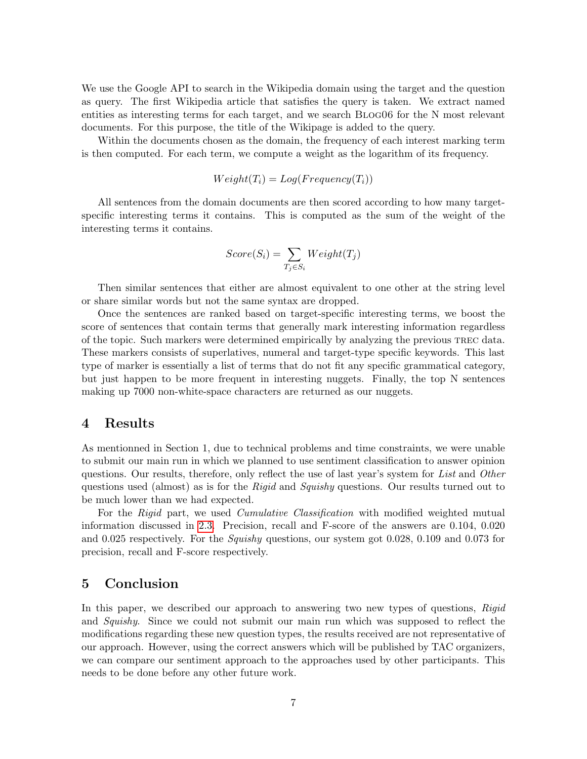We use the Google API to search in the Wikipedia domain using the target and the question as query. The first Wikipedia article that satisfies the query is taken. We extract named entities as interesting terms for each target, and we search BLOG06 for the N most relevant documents. For this purpose, the title of the Wikipage is added to the query.

Within the documents chosen as the domain, the frequency of each interest marking term is then computed. For each term, we compute a weight as the logarithm of its frequency.

$$Weight(T_i) = Log(Frequency(T_i))$$

All sentences from the domain documents are then scored according to how many target-specific interesting terms it contains. This is computed as the sum of the weight of the interesting terms it contains.

$$Score(S_i) = \sum_{T_j \in S_i} Weight(T_j)$$

Then similar sentences that either are almost equivalent to one other at the string level or share similar words but not the same syntax are dropped.

Once the sentences are ranked based on target-specific interesting terms, we boost the score of sentences that contain terms that generally mark interesting information regardless of the topic. Such markers were determined empirically by analyzing the previous TREC data. These markers consists of superlatives, numeral and target-type specific keywords. This last type of marker is essentially a list of terms that do not fit any specific grammatical category, but just happen to be more frequent in interesting nuggets. Finally, the top N sentences making up 7000 non-white-space characters are returned as our nuggets.

# 4 Results

As mentionned in Section 1, due to technical problems and time constraints, we were unable to submit our main run in which we planned to use sentiment classification to answer opinion questions. Our results, therefore, only reflect the use of last year's system for *List* and *Other* questions used (almost) as is for the *Rigid* and *Squishy* questions. Our results turned out to be much lower than we had expected.

For the *Rigid* part, we used *Cumulative Classification* with modified weighted mutual information discussed in 2.3. Precision, recall and F-score of the answers are 0.104, 0.020 and 0.025 respectively. For the *Squishy* questions, our system got 0.028, 0.109 and 0.073 for precision, recall and F-score respectively.

# 5 Conclusion

In this paper, we described our approach to answering two new types of questions, *Rigid* and *Squishy*. Since we could not submit our main run which was supposed to reflect the modifications regarding these new question types, the results received are not representative of our approach. However, using the correct answers which will be published by TAC organizers, we can compare our sentiment approach to the approaches used by other participants. This needs to be done before any other future work.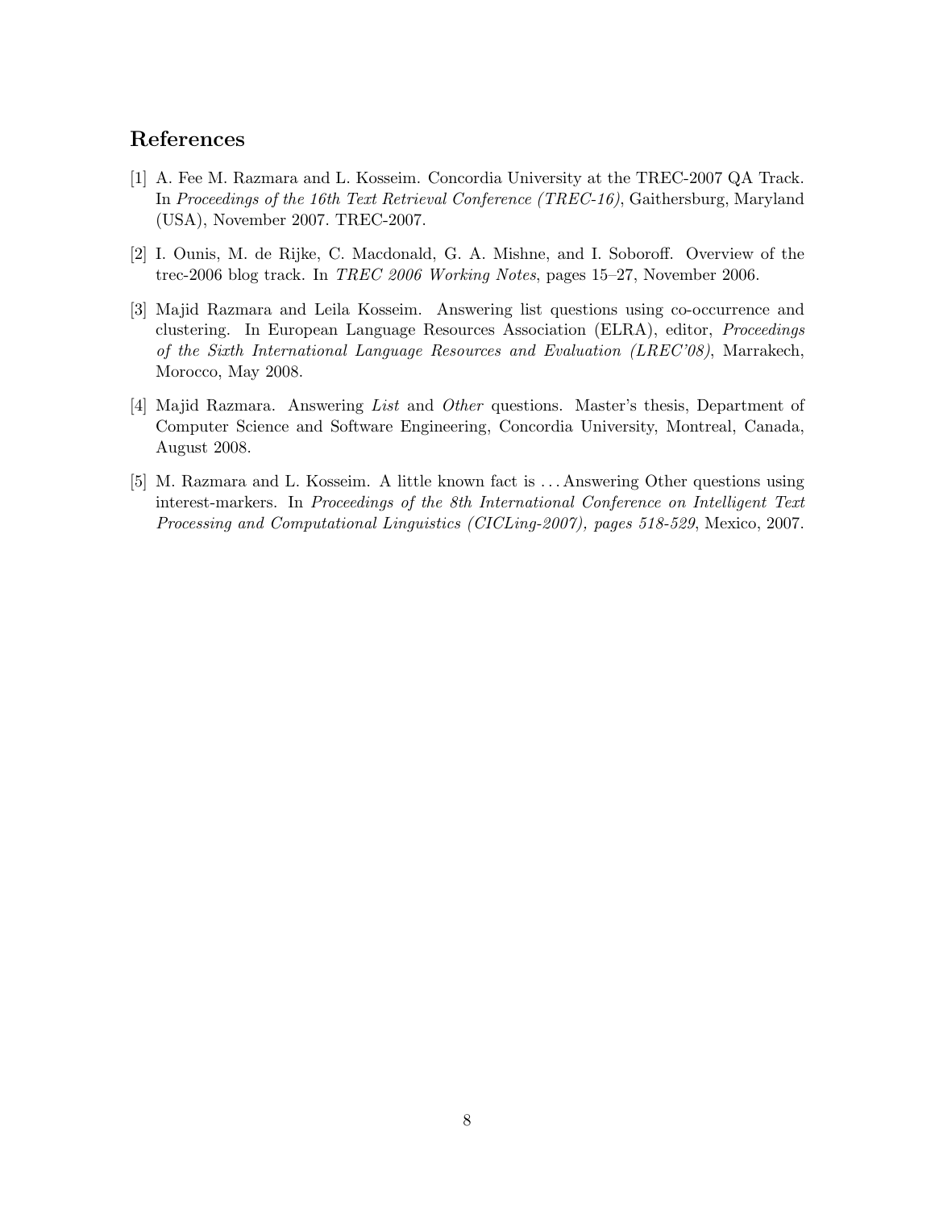## References

[1] A. Fee M. Razmara and L. Kosseim. Concordia University at the TREC-2007 QA Track. In *Proceedings of the 16th Text Retrieval Conference (TREC-16)*, Gaithersburg, Maryland (USA), November 2007. TREC-2007.

[2] I. Ounis, M. de Rijke, C. Macdonald, G. A. Mishne, and I. Soboroff. Overview of the trec-2006 blog track. In *TREC 2006 Working Notes*, pages 15–27, November 2006.

[3] Majid Razmara and Leila Kosseim. Answering list questions using co-occurrence and clustering. In European Language Resources Association (ELRA), editor, *Proceedings of the Sixth International Language Resources and Evaluation (LREC'08)*, Marrakech, Morocco, May 2008.

[4] Majid Razmara. Answering *List* and *Other* questions. Master's thesis, Department of Computer Science and Software Engineering, Concordia University, Montreal, Canada, August 2008.

[5] M. Razmara and L. Kosseim. A little known fact is ... Answering Other questions using interest-markers. In *Proceedings of the 8th International Conference on Intelligent Text Processing and Computational Linguistics (CICLing-2007), pages 518-529*, Mexico, 2007.